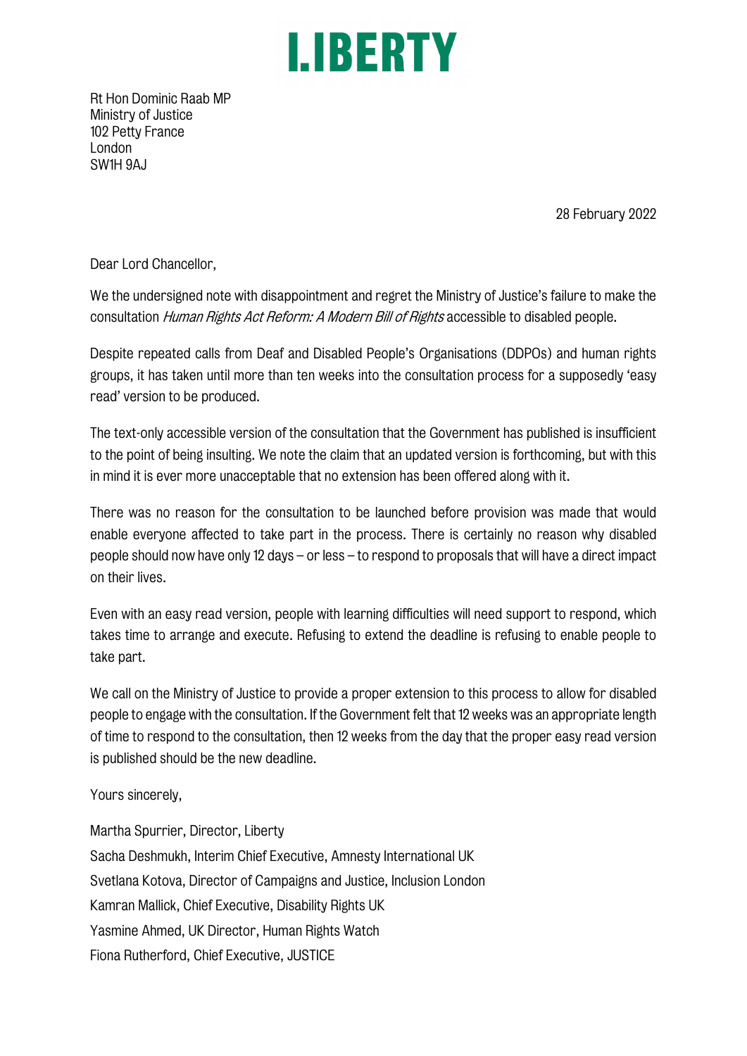# LIBERTY

Rt Hon Dominic Raab MP
Ministry of Justice
102 Petty France
London
SW1H 9AJ

28 February 2022

Dear Lord Chancellor,

We the undersigned note with disappointment and regret the Ministry of Justice's failure to make the consultation *Human Rights Act Reform: A Modern Bill of Rights* accessible to disabled people.

Despite repeated calls from Deaf and Disabled People's Organisations (DDPOs) and human rights groups, it has taken until more than ten weeks into the consultation process for a supposedly 'easy read' version to be produced.

The text-only accessible version of the consultation that the Government has published is insufficient to the point of being insulting. We note the claim that an updated version is forthcoming, but with this in mind it is ever more unacceptable that no extension has been offered along with it.

There was no reason for the consultation to be launched before provision was made that would enable everyone affected to take part in the process. There is certainly no reason why disabled people should now have only 12 days – or less – to respond to proposals that will have a direct impact on their lives.

Even with an easy read version, people with learning difficulties will need support to respond, which takes time to arrange and execute. Refusing to extend the deadline is refusing to enable people to take part.

We call on the Ministry of Justice to provide a proper extension to this process to allow for disabled people to engage with the consultation. If the Government felt that 12 weeks was an appropriate length of time to respond to the consultation, then 12 weeks from the day that the proper easy read version is published should be the new deadline.

Yours sincerely,

Martha Spurrier, Director, Liberty
Sacha Deshmukh, Interim Chief Executive, Amnesty International UK
Svetlana Kotova, Director of Campaigns and Justice, Inclusion London
Kamran Mallick, Chief Executive, Disability Rights UK
Yasmine Ahmed, UK Director, Human Rights Watch
Fiona Rutherford, Chief Executive, JUSTICE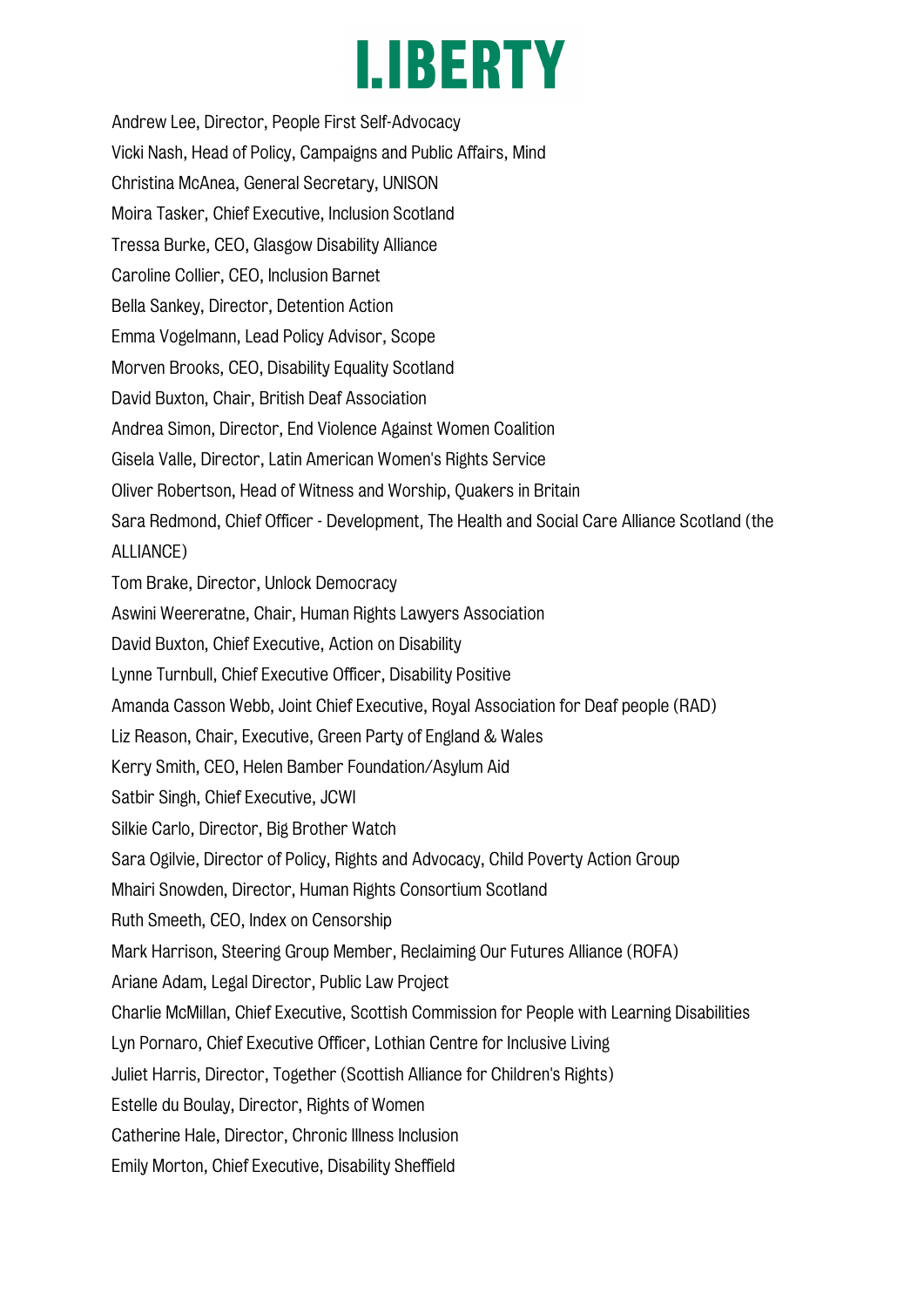Andrew Lee, Director, People First Self-Advocacy

Vicki Nash, Head of Policy, Campaigns and Public Affairs, Mind

Christina McAnea, General Secretary, UNISON

Moira Tasker, Chief Executive, Inclusion Scotland

Tressa Burke, CEO, Glasgow Disability Alliance

Caroline Collier, CEO, Inclusion Barnet

Bella Sankey, Director, Detention Action

Emma Vogelmann, Lead Policy Advisor, Scope

Morven Brooks, CEO, Disability Equality Scotland

David Buxton, Chair, British Deaf Association

Andrea Simon, Director, End Violence Against Women Coalition

Gisela Valle, Director, Latin American Women's Rights Service

Oliver Robertson, Head of Witness and Worship, Quakers in Britain

Sara Redmond, Chief Officer - Development, The Health and Social Care Alliance Scotland (the ALLIANCE)

Tom Brake, Director, Unlock Democracy

Aswini Weereratne, Chair, Human Rights Lawyers Association

David Buxton, Chief Executive, Action on Disability

Lynne Turnbull, Chief Executive Officer, Disability Positive

Amanda Casson Webb, Joint Chief Executive, Royal Association for Deaf people (RAD)

Liz Reason, Chair, Executive, Green Party of England & Wales

Kerry Smith, CEO, Helen Bamber Foundation/Asylum Aid

Satbir Singh, Chief Executive, JCWI

Silkie Carlo, Director, Big Brother Watch

Sara Ogilvie, Director of Policy, Rights and Advocacy, Child Poverty Action Group

Mhairi Snowden, Director, Human Rights Consortium Scotland

Ruth Smeeth, CEO, Index on Censorship

Mark Harrison, Steering Group Member, Reclaiming Our Futures Alliance (ROFA)

Ariane Adam, Legal Director, Public Law Project

Charlie McMillan, Chief Executive, Scottish Commission for People with Learning Disabilities

Lyn Pornaro, Chief Executive Officer, Lothian Centre for Inclusive Living

Juliet Harris, Director, Together (Scottish Alliance for Children's Rights)

Estelle du Boulay, Director, Rights of Women

Catherine Hale, Director, Chronic Illness Inclusion

Emily Morton, Chief Executive, Disability Sheffield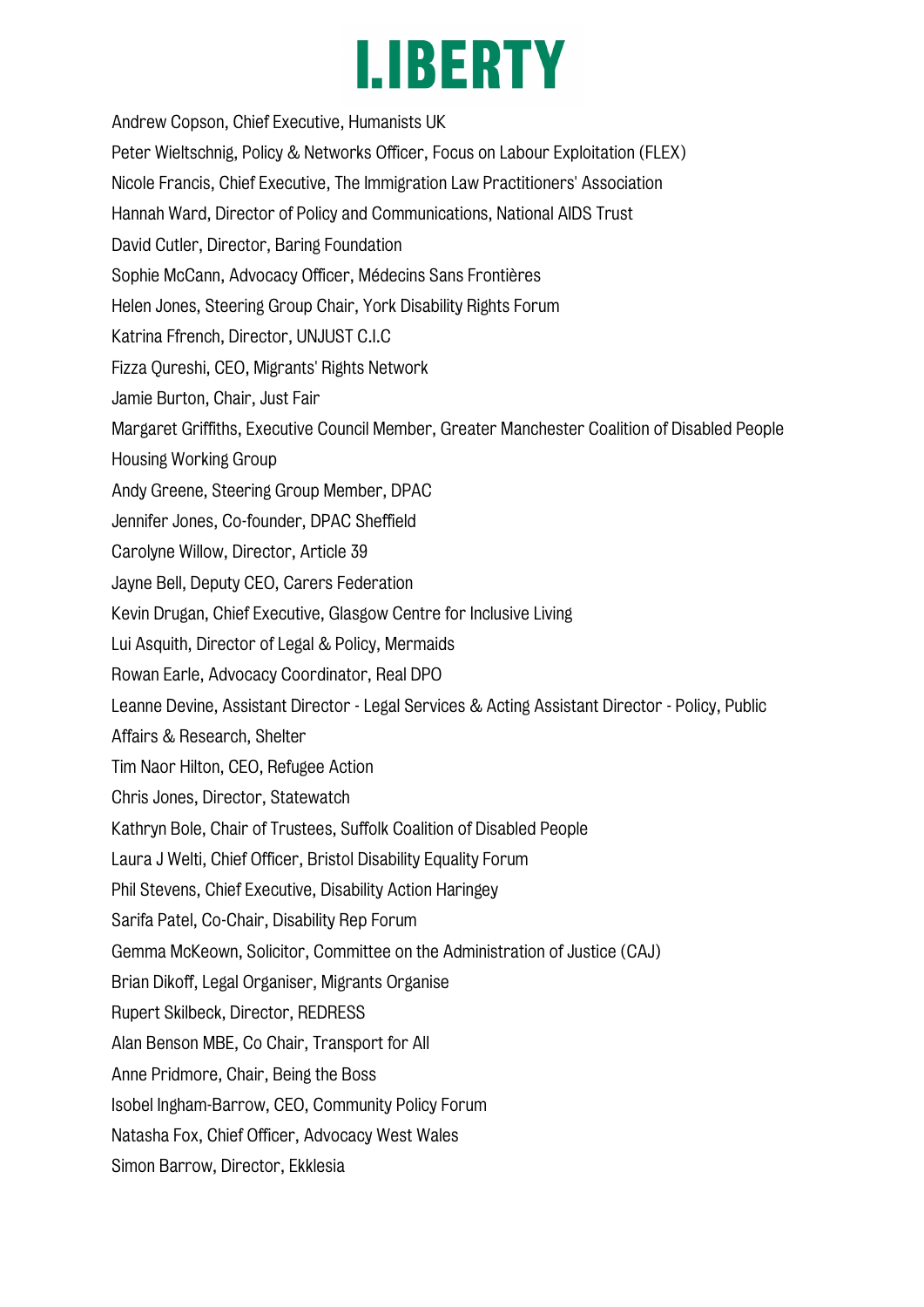Andrew Copson, Chief Executive, Humanists UK

Peter Wieltschnig, Policy & Networks Officer, Focus on Labour Exploitation (FLEX)

Nicole Francis, Chief Executive, The Immigration Law Practitioners' Association

Hannah Ward, Director of Policy and Communications, National AIDS Trust

David Cutler, Director, Baring Foundation

Sophie McCann, Advocacy Officer, Médecins Sans Frontières

Helen Jones, Steering Group Chair, York Disability Rights Forum

Katrina Ffrench, Director, UNJUST C.I.C

Fizza Qureshi, CEO, Migrants' Rights Network

Jamie Burton, Chair, Just Fair

Margaret Griffiths, Executive Council Member, Greater Manchester Coalition of Disabled People Housing Working Group

Andy Greene, Steering Group Member, DPAC

Jennifer Jones, Co-founder, DPAC Sheffield

Carolyne Willow, Director, Article 39

Jayne Bell, Deputy CEO, Carers Federation

Kevin Drugan, Chief Executive, Glasgow Centre for Inclusive Living

Lui Asquith, Director of Legal & Policy, Mermaids

Rowan Earle, Advocacy Coordinator, Real DPO

Leanne Devine, Assistant Director - Legal Services & Acting Assistant Director - Policy, Public Affairs & Research, Shelter

Tim Naor Hilton, CEO, Refugee Action

Chris Jones, Director, Statewatch

Kathryn Bole, Chair of Trustees, Suffolk Coalition of Disabled People

Laura J Welti, Chief Officer, Bristol Disability Equality Forum

Phil Stevens, Chief Executive, Disability Action Haringey

Sarifa Patel, Co-Chair, Disability Rep Forum

Gemma McKeown, Solicitor, Committee on the Administration of Justice (CAJ)

Brian Dikoff, Legal Organiser, Migrants Organise

Rupert Skilbeck, Director, REDRESS

Alan Benson MBE, Co Chair, Transport for All

Anne Pridmore, Chair, Being the Boss

Isobel Ingham-Barrow, CEO, Community Policy Forum

Natasha Fox, Chief Officer, Advocacy West Wales

Simon Barrow, Director, Ekklesia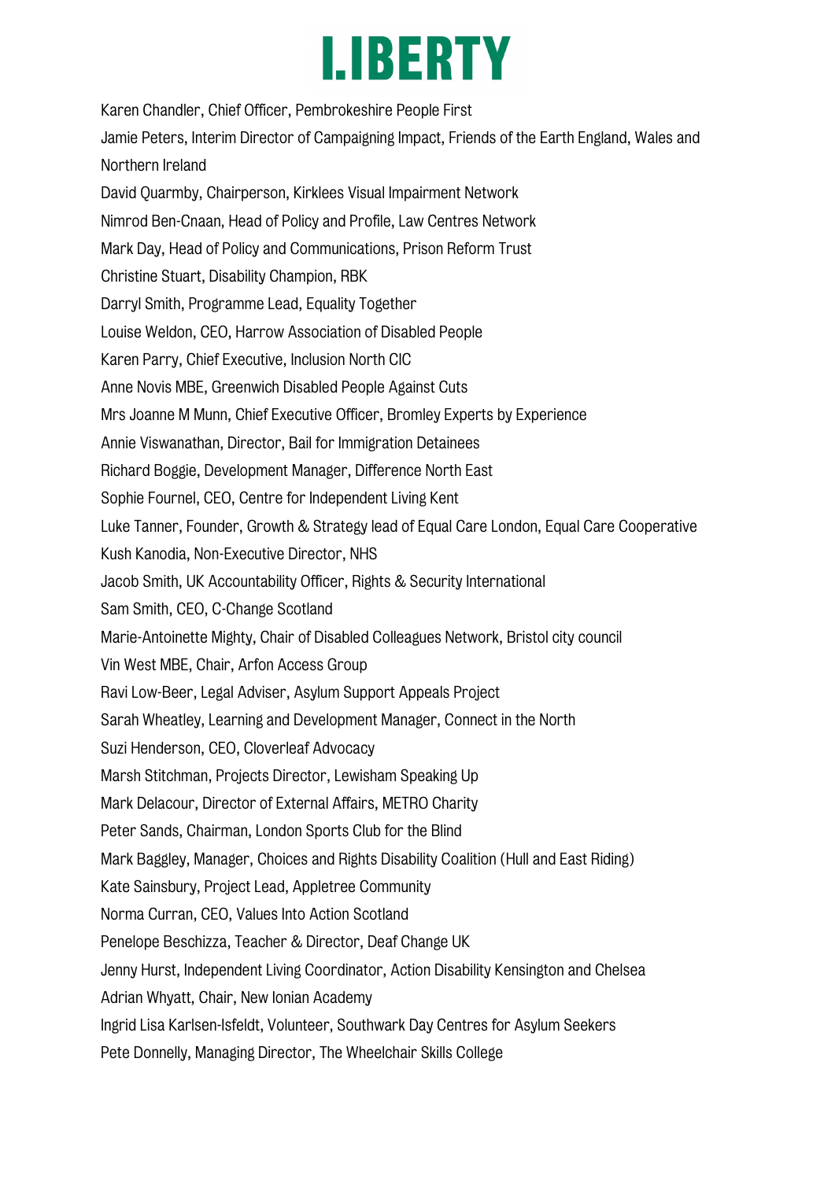Karen Chandler, Chief Officer, Pembrokeshire People First

Jamie Peters, Interim Director of Campaigning Impact, Friends of the Earth England, Wales and Northern Ireland

David Quarmby, Chairperson, Kirklees Visual Impairment Network

Nimrod Ben-Cnaan, Head of Policy and Profile, Law Centres Network

Mark Day, Head of Policy and Communications, Prison Reform Trust

Christine Stuart, Disability Champion, RBK

Darryl Smith, Programme Lead, Equality Together

Louise Weldon, CEO, Harrow Association of Disabled People

Karen Parry, Chief Executive, Inclusion North CIC

Anne Novis MBE, Greenwich Disabled People Against Cuts

Mrs Joanne M Munn, Chief Executive Officer, Bromley Experts by Experience

Annie Viswanathan, Director, Bail for Immigration Detainees

Richard Boggie, Development Manager, Difference North East

Sophie Fournel, CEO, Centre for Independent Living Kent

Luke Tanner, Founder, Growth & Strategy lead of Equal Care London, Equal Care Cooperative

Kush Kanodia, Non-Executive Director, NHS

Jacob Smith, UK Accountability Officer, Rights & Security International

Sam Smith, CEO, C-Change Scotland

Marie-Antoinette Mighty, Chair of Disabled Colleagues Network, Bristol city council

Vin West MBE, Chair, Arfon Access Group

Ravi Low-Beer, Legal Adviser, Asylum Support Appeals Project

Sarah Wheatley, Learning and Development Manager, Connect in the North

Suzi Henderson, CEO, Cloverleaf Advocacy

Marsh Stitchman, Projects Director, Lewisham Speaking Up

Mark Delacour, Director of External Affairs, METRO Charity

Peter Sands, Chairman, London Sports Club for the Blind

Mark Baggley, Manager, Choices and Rights Disability Coalition (Hull and East Riding)

Kate Sainsbury, Project Lead, Appletree Community

Norma Curran, CEO, Values Into Action Scotland

Penelope Beschizza, Teacher & Director, Deaf Change UK

Jenny Hurst, Independent Living Coordinator, Action Disability Kensington and Chelsea

Adrian Whyatt, Chair, New Ionian Academy

Ingrid Lisa Karlsen-Isfeldt, Volunteer, Southwark Day Centres for Asylum Seekers

Pete Donnelly, Managing Director, The Wheelchair Skills College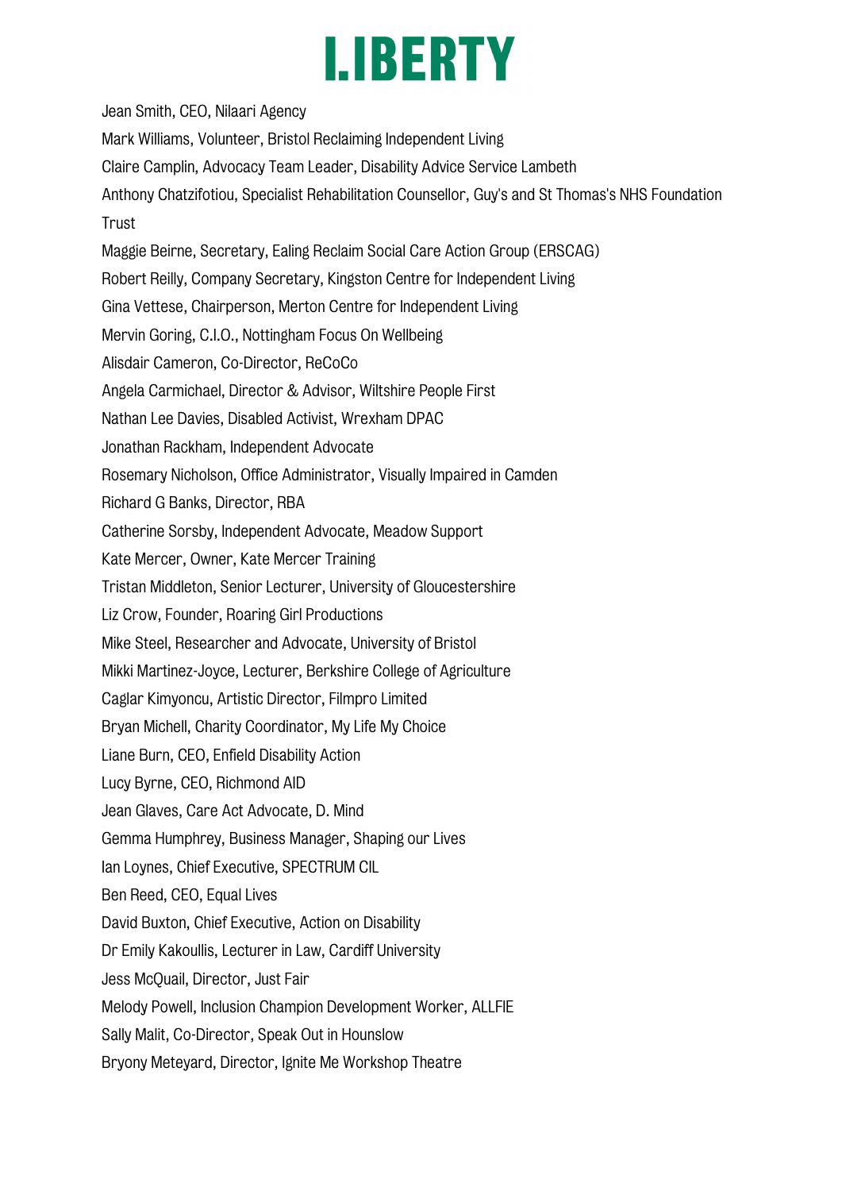# LIBERTY

Jean Smith, CEO, Nilaari Agency

Mark Williams, Volunteer, Bristol Reclaiming Independent Living

Claire Camplin, Advocacy Team Leader, Disability Advice Service Lambeth

Anthony Chatzifotiou, Specialist Rehabilitation Counsellor, Guy's and St Thomas's NHS Foundation Trust

Maggie Beirne, Secretary, Ealing Reclaim Social Care Action Group (ERSCAG)

Robert Reilly, Company Secretary, Kingston Centre for Independent Living

Gina Vettese, Chairperson, Merton Centre for Independent Living

Mervin Goring, C.I.O., Nottingham Focus On Wellbeing

Alisdair Cameron, Co-Director, ReCoCo

Angela Carmichael, Director & Advisor, Wiltshire People First

Nathan Lee Davies, Disabled Activist, Wrexham DPAC

Jonathan Rackham, Independent Advocate

Rosemary Nicholson, Office Administrator, Visually Impaired in Camden

Richard G Banks, Director, RBA

Catherine Sorsby, Independent Advocate, Meadow Support

Kate Mercer, Owner, Kate Mercer Training

Tristan Middleton, Senior Lecturer, University of Gloucestershire

Liz Crow, Founder, Roaring Girl Productions

Mike Steel, Researcher and Advocate, University of Bristol

Mikki Martinez-Joyce, Lecturer, Berkshire College of Agriculture

Caglar Kimyoncu, Artistic Director, Filmpro Limited

Bryan Michell, Charity Coordinator, My Life My Choice

Liane Burn, CEO, Enfield Disability Action

Lucy Byrne, CEO, Richmond AID

Jean Glaves, Care Act Advocate, D. Mind

Gemma Humphrey, Business Manager, Shaping our Lives

Ian Loynes, Chief Executive, SPECTRUM CIL

Ben Reed, CEO, Equal Lives

David Buxton, Chief Executive, Action on Disability

Dr Emily Kakoullis, Lecturer in Law, Cardiff University

Jess McQuail, Director, Just Fair

Melody Powell, Inclusion Champion Development Worker, ALLFIE

Sally Malit, Co-Director, Speak Out in Hounslow

Bryony Meteyard, Director, Ignite Me Workshop Theatre